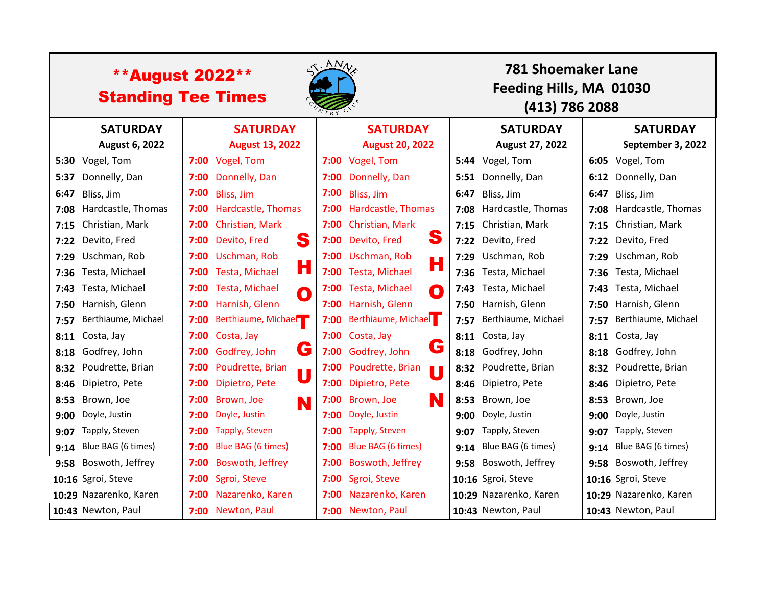**August 2022**
**Standing Tee Times**

St. Anne Country Club

781 Shoemaker Lane
Feeding Hills, MA 01030
(413) 786 2088

| SATURDAY August 6, 2022 | | SATURDAY August 13, 2022 | | SATURDAY August 20, 2022 | | SATURDAY August 27, 2022 | | SATURDAY September 3, 2022 | |
|---|---|---|---|---|---|---|---|---|---|
| 5:30 | Vogel, Tom | 7:00 | Vogel, Tom | 7:00 | Vogel, Tom | 5:44 | Vogel, Tom | 6:05 | Vogel, Tom |
| 5:37 | Donnelly, Dan | 7:00 | Donnelly, Dan | 7:00 | Donnelly, Dan | 5:51 | Donnelly, Dan | 6:12 | Donnelly, Dan |
| 6:47 | Bliss, Jim | 7:00 | Bliss, Jim | 7:00 | Bliss, Jim | 6:47 | Bliss, Jim | 6:47 | Bliss, Jim |
| 7:08 | Hardcastle, Thomas | 7:00 | Hardcastle, Thomas | 7:00 | Hardcastle, Thomas | 7:08 | Hardcastle, Thomas | 7:08 | Hardcastle, Thomas |
| 7:15 | Christian, Mark | 7:00 | Christian, Mark | 7:00 | Christian, Mark | 7:15 | Christian, Mark | 7:15 | Christian, Mark |
| 7:22 | Devito, Fred | 7:00 | Devito, Fred | 7:00 | Devito, Fred | 7:22 | Devito, Fred | 7:22 | Devito, Fred |
| 7:29 | Uschman, Rob | 7:00 | Uschman, Rob | 7:00 | Uschman, Rob | 7:29 | Uschman, Rob | 7:29 | Uschman, Rob |
| 7:36 | Testa, Michael | 7:00 | Testa, Michael | 7:00 | Testa, Michael | 7:36 | Testa, Michael | 7:36 | Testa, Michael |
| 7:43 | Testa, Michael | 7:00 | Testa, Michael | 7:00 | Testa, Michael | 7:43 | Testa, Michael | 7:43 | Testa, Michael |
| 7:50 | Harnish, Glenn | 7:00 | Harnish, Glenn | 7:00 | Harnish, Glenn | 7:50 | Harnish, Glenn | 7:50 | Harnish, Glenn |
| 7:57 | Berthiaume, Michael | 7:00 | Berthiaume, Michael | 7:00 | Berthiaume, Michael | 7:57 | Berthiaume, Michael | 7:57 | Berthiaume, Michael |
| 8:11 | Costa, Jay | 7:00 | Costa, Jay | 7:00 | Costa, Jay | 8:11 | Costa, Jay | 8:11 | Costa, Jay |
| 8:18 | Godfrey, John | 7:00 | Godfrey, John | 7:00 | Godfrey, John | 8:18 | Godfrey, John | 8:18 | Godfrey, John |
| 8:32 | Poudrette, Brian | 7:00 | Poudrette, Brian | 7:00 | Poudrette, Brian | 8:32 | Poudrette, Brian | 8:32 | Poudrette, Brian |
| 8:46 | Dipietro, Pete | 7:00 | Dipietro, Pete | 7:00 | Dipietro, Pete | 8:46 | Dipietro, Pete | 8:46 | Dipietro, Pete |
| 8:53 | Brown, Joe | 7:00 | Brown, Joe | 7:00 | Brown, Joe | 8:53 | Brown, Joe | 8:53 | Brown, Joe |
| 9:00 | Doyle, Justin | 7:00 | Doyle, Justin | 7:00 | Doyle, Justin | 9:00 | Doyle, Justin | 9:00 | Doyle, Justin |
| 9:07 | Tapply, Steven | 7:00 | Tapply, Steven | 7:00 | Tapply, Steven | 9:07 | Tapply, Steven | 9:07 | Tapply, Steven |
| 9:14 | Blue BAG (6 times) | 7:00 | Blue BAG (6 times) | 7:00 | Blue BAG (6 times) | 9:14 | Blue BAG (6 times) | 9:14 | Blue BAG (6 times) |
| 9:58 | Boswoth, Jeffrey | 7:00 | Boswoth, Jeffrey | 7:00 | Boswoth, Jeffrey | 9:58 | Boswoth, Jeffrey | 9:58 | Boswoth, Jeffrey |
| 10:16 | Sgroi, Steve | 7:00 | Sgroi, Steve | 7:00 | Sgroi, Steve | 10:16 | Sgroi, Steve | 10:16 | Sgroi, Steve |
| 10:29 | Nazarenko, Karen | 7:00 | Nazarenko, Karen | 7:00 | Nazarenko, Karen | 10:29 | Nazarenko, Karen | 10:29 | Nazarenko, Karen |
| 10:43 | Newton, Paul | 7:00 | Newton, Paul | 7:00 | Newton, Paul | 10:43 | Newton, Paul | 10:43 | Newton, Paul |

August 13 and August 20: SHOTGUN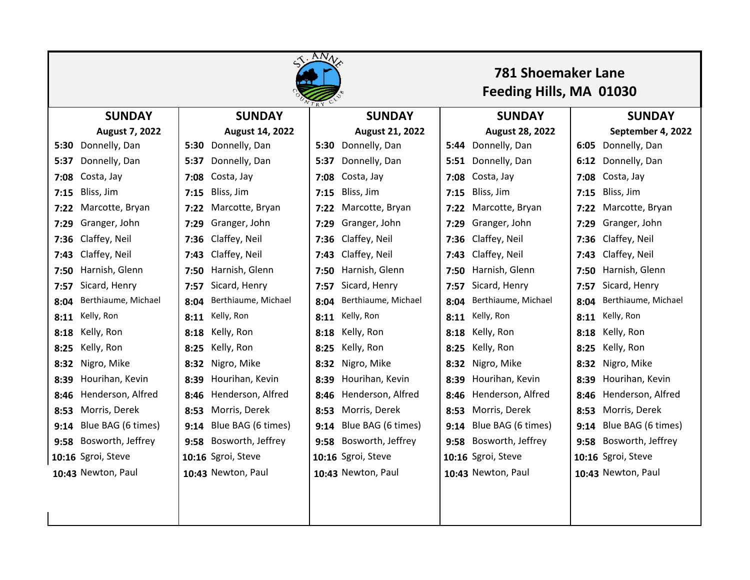**781 Shoemaker Lane**
**Feeding Hills, MA 01030**

| SUNDAY August 7, 2022 | | SUNDAY August 14, 2022 | | SUNDAY August 21, 2022 | | SUNDAY August 28, 2022 | | SUNDAY September 4, 2022 | |
|---|---|---|---|---|---|---|---|---|---|
| **5:30** | Donnelly, Dan | **5:30** | Donnelly, Dan | **5:30** | Donnelly, Dan | **5:44** | Donnelly, Dan | **6:05** | Donnelly, Dan |
| **5:37** | Donnelly, Dan | **5:37** | Donnelly, Dan | **5:37** | Donnelly, Dan | **5:51** | Donnelly, Dan | **6:12** | Donnelly, Dan |
| **7:08** | Costa, Jay | **7:08** | Costa, Jay | **7:08** | Costa, Jay | **7:08** | Costa, Jay | **7:08** | Costa, Jay |
| **7:15** | Bliss, Jim | **7:15** | Bliss, Jim | **7:15** | Bliss, Jim | **7:15** | Bliss, Jim | **7:15** | Bliss, Jim |
| **7:22** | Marcotte, Bryan | **7:22** | Marcotte, Bryan | **7:22** | Marcotte, Bryan | **7:22** | Marcotte, Bryan | **7:22** | Marcotte, Bryan |
| **7:29** | Granger, John | **7:29** | Granger, John | **7:29** | Granger, John | **7:29** | Granger, John | **7:29** | Granger, John |
| **7:36** | Claffey, Neil | **7:36** | Claffey, Neil | **7:36** | Claffey, Neil | **7:36** | Claffey, Neil | **7:36** | Claffey, Neil |
| **7:43** | Claffey, Neil | **7:43** | Claffey, Neil | **7:43** | Claffey, Neil | **7:43** | Claffey, Neil | **7:43** | Claffey, Neil |
| **7:50** | Harnish, Glenn | **7:50** | Harnish, Glenn | **7:50** | Harnish, Glenn | **7:50** | Harnish, Glenn | **7:50** | Harnish, Glenn |
| **7:57** | Sicard, Henry | **7:57** | Sicard, Henry | **7:57** | Sicard, Henry | **7:57** | Sicard, Henry | **7:57** | Sicard, Henry |
| **8:04** | Berthiaume, Michael | **8:04** | Berthiaume, Michael | **8:04** | Berthiaume, Michael | **8:04** | Berthiaume, Michael | **8:04** | Berthiaume, Michael |
| **8:11** | Kelly, Ron | **8:11** | Kelly, Ron | **8:11** | Kelly, Ron | **8:11** | Kelly, Ron | **8:11** | Kelly, Ron |
| **8:18** | Kelly, Ron | **8:18** | Kelly, Ron | **8:18** | Kelly, Ron | **8:18** | Kelly, Ron | **8:18** | Kelly, Ron |
| **8:25** | Kelly, Ron | **8:25** | Kelly, Ron | **8:25** | Kelly, Ron | **8:25** | Kelly, Ron | **8:25** | Kelly, Ron |
| **8:32** | Nigro, Mike | **8:32** | Nigro, Mike | **8:32** | Nigro, Mike | **8:32** | Nigro, Mike | **8:32** | Nigro, Mike |
| **8:39** | Hourihan, Kevin | **8:39** | Hourihan, Kevin | **8:39** | Hourihan, Kevin | **8:39** | Hourihan, Kevin | **8:39** | Hourihan, Kevin |
| **8:46** | Henderson, Alfred | **8:46** | Henderson, Alfred | **8:46** | Henderson, Alfred | **8:46** | Henderson, Alfred | **8:46** | Henderson, Alfred |
| **8:53** | Morris, Derek | **8:53** | Morris, Derek | **8:53** | Morris, Derek | **8:53** | Morris, Derek | **8:53** | Morris, Derek |
| **9:14** | Blue BAG (6 times) | **9:14** | Blue BAG (6 times) | **9:14** | Blue BAG (6 times) | **9:14** | Blue BAG (6 times) | **9:14** | Blue BAG (6 times) |
| **9:58** | Bosworth, Jeffrey | **9:58** | Bosworth, Jeffrey | **9:58** | Bosworth, Jeffrey | **9:58** | Bosworth, Jeffrey | **9:58** | Bosworth, Jeffrey |
| **10:16** | Sgroi, Steve | **10:16** | Sgroi, Steve | **10:16** | Sgroi, Steve | **10:16** | Sgroi, Steve | **10:16** | Sgroi, Steve |
| **10:43** | Newton, Paul | **10:43** | Newton, Paul | **10:43** | Newton, Paul | **10:43** | Newton, Paul | **10:43** | Newton, Paul |